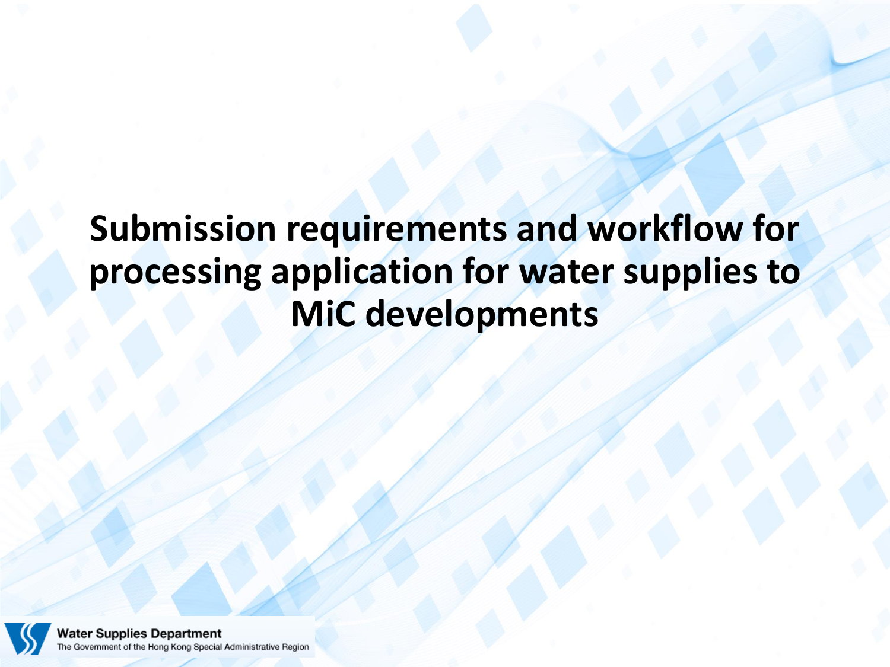# Submission requirements and workflow for processing application for water supplies to MiC developments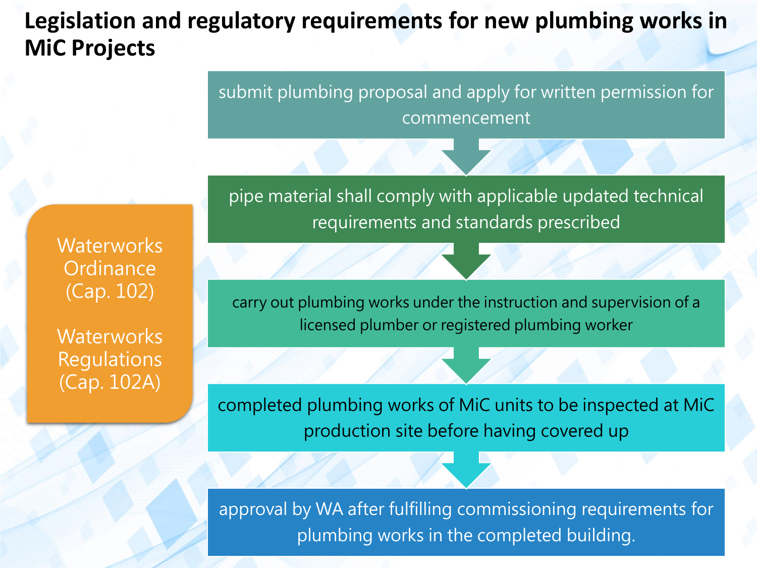# Legislation and regulatory requirements for new plumbing works in MiC Projects

**Waterworks Ordinance (Cap. 102)**

**Waterworks Regulations (Cap. 102A)**

1. submit plumbing proposal and apply for written permission for commencement
2. pipe material shall comply with applicable updated technical requirements and standards prescribed
3. carry out plumbing works under the instruction and supervision of a licensed plumber or registered plumbing worker
4. completed plumbing works of MiC units to be inspected at MiC production site before having covered up
5. approval by WA after fulfilling commissioning requirements for plumbing works in the completed building.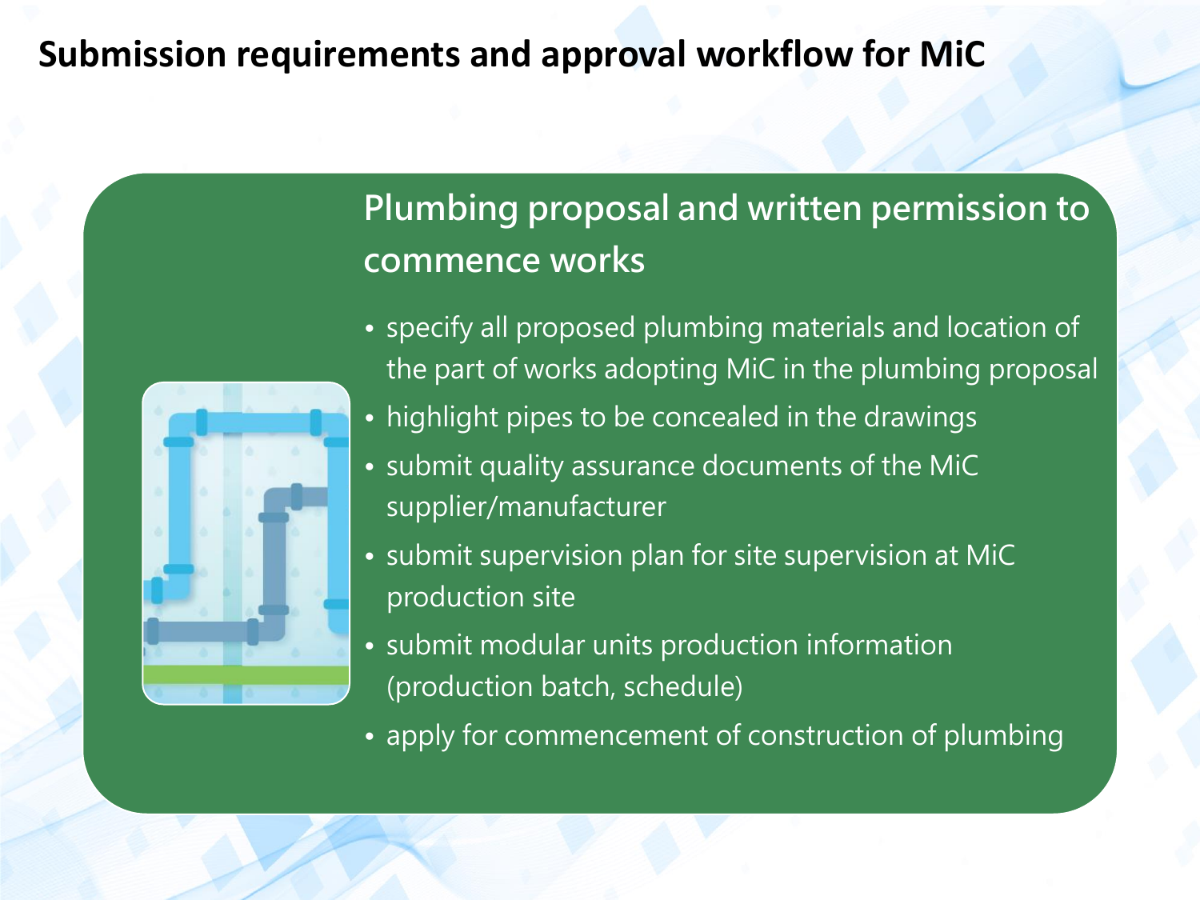# Submission requirements and approval workflow for MiC

## Plumbing proposal and written permission to commence works

- specify all proposed plumbing materials and location of the part of works adopting MiC in the plumbing proposal
- highlight pipes to be concealed in the drawings
- submit quality assurance documents of the MiC supplier/manufacturer
- submit supervision plan for site supervision at MiC production site
- submit modular units production information (production batch, schedule)
- apply for commencement of construction of plumbing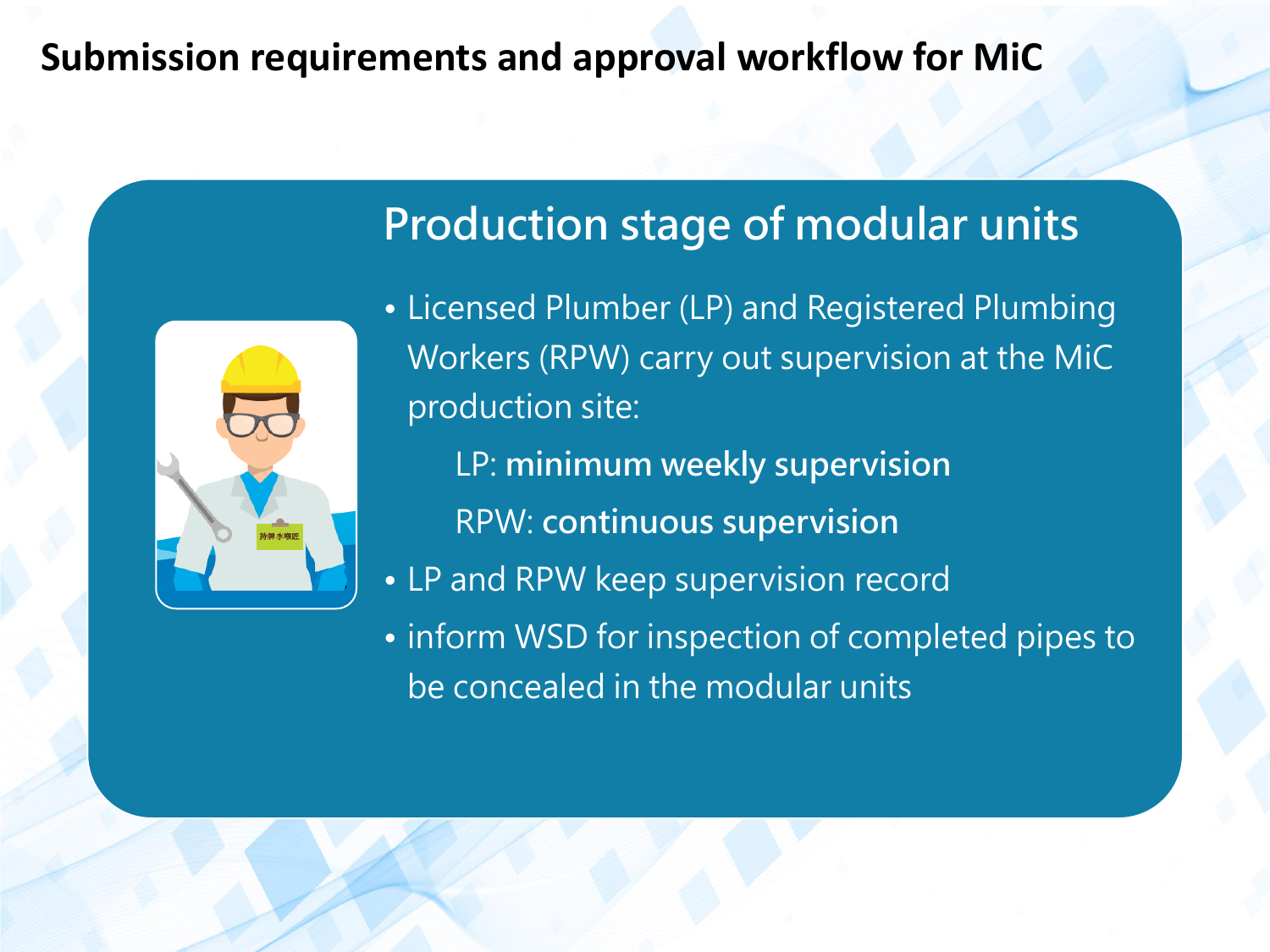# Submission requirements and approval workflow for MiC

## Production stage of modular units

- Licensed Plumber (LP) and Registered Plumbing Workers (RPW) carry out supervision at the MiC production site:
  - LP: **minimum weekly supervision**
  - RPW: **continuous supervision**
- LP and RPW keep supervision record
- inform WSD for inspection of completed pipes to be concealed in the modular units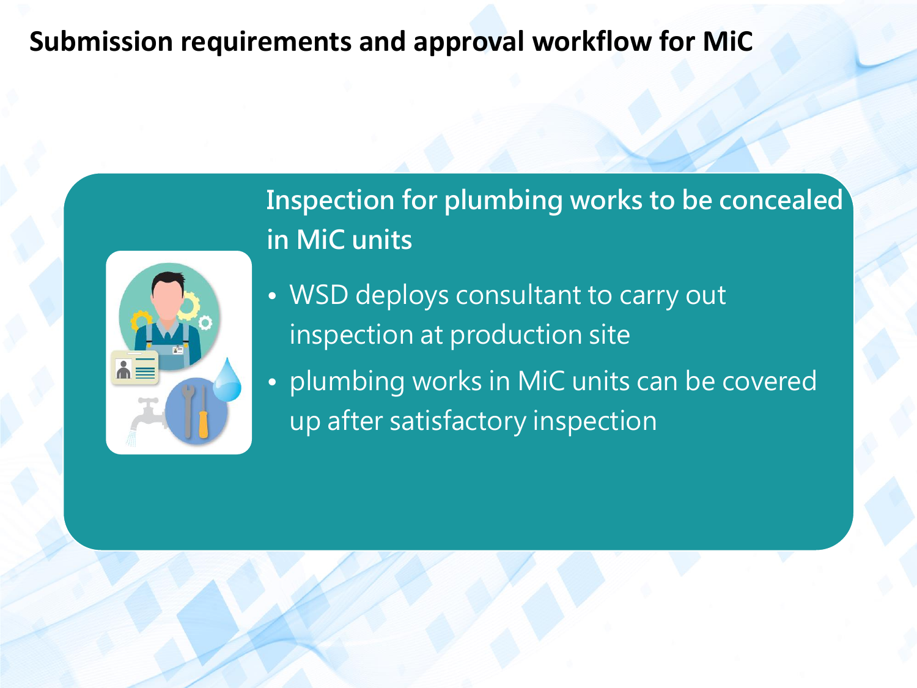# Submission requirements and approval workflow for MiC

## Inspection for plumbing works to be concealed in MiC units

- WSD deploys consultant to carry out inspection at production site
- plumbing works in MiC units can be covered up after satisfactory inspection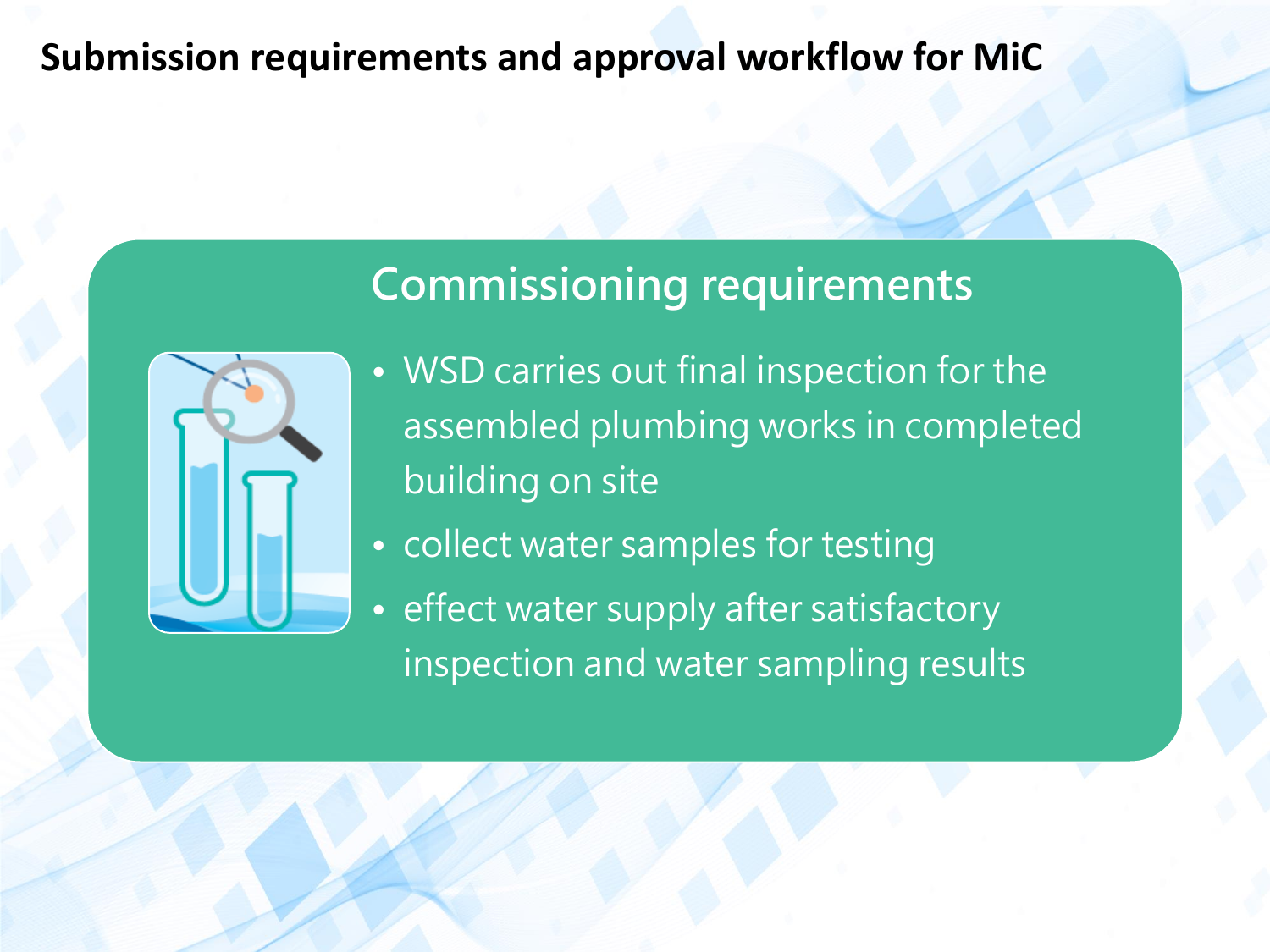# Submission requirements and approval workflow for MiC

## Commissioning requirements

- WSD carries out final inspection for the assembled plumbing works in completed building on site
- collect water samples for testing
- effect water supply after satisfactory inspection and water sampling results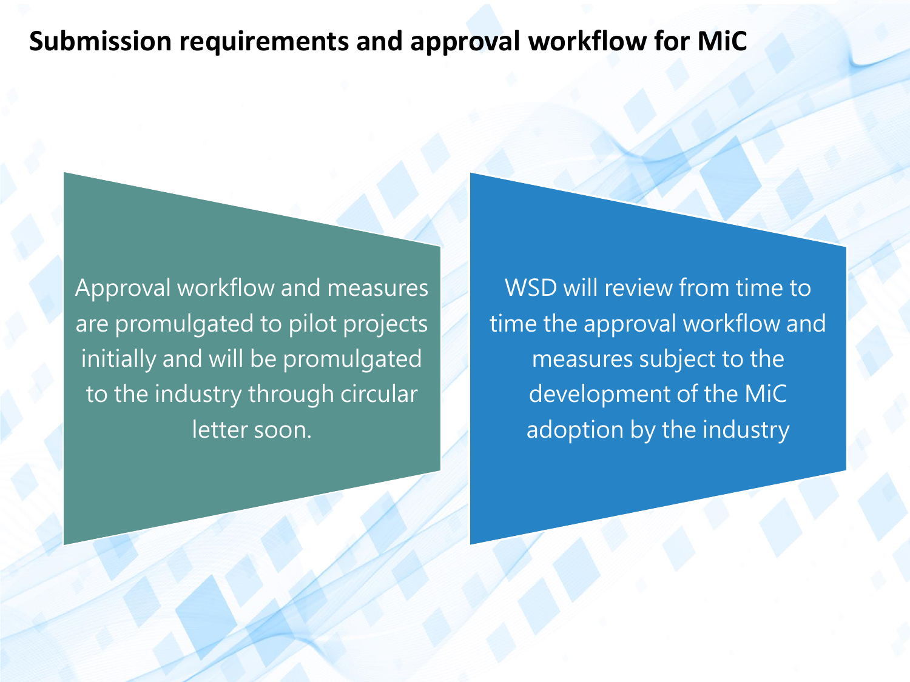# Submission requirements and approval workflow for MiC

Approval workflow and measures are promulgated to pilot projects initially and will be promulgated to the industry through circular letter soon.

WSD will review from time to time the approval workflow and measures subject to the development of the MiC adoption by the industry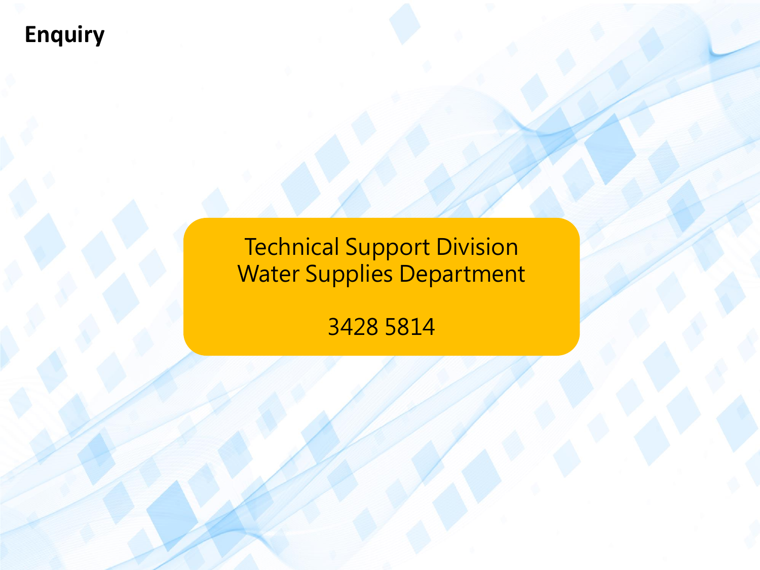# Enquiry

Technical Support Division
Water Supplies Department

3428 5814